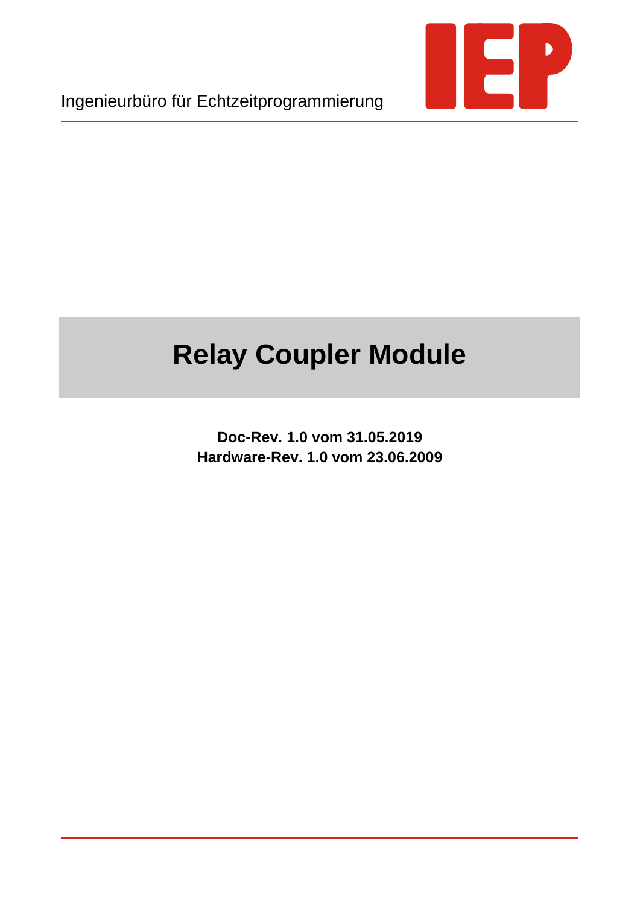Ingenieurbüro für Echtzeitprogrammierung

# Relay Coupler Module

**Doc-Rev. 1.0 vom 31.05.2019**
**Hardware-Rev. 1.0 vom 23.06.2009**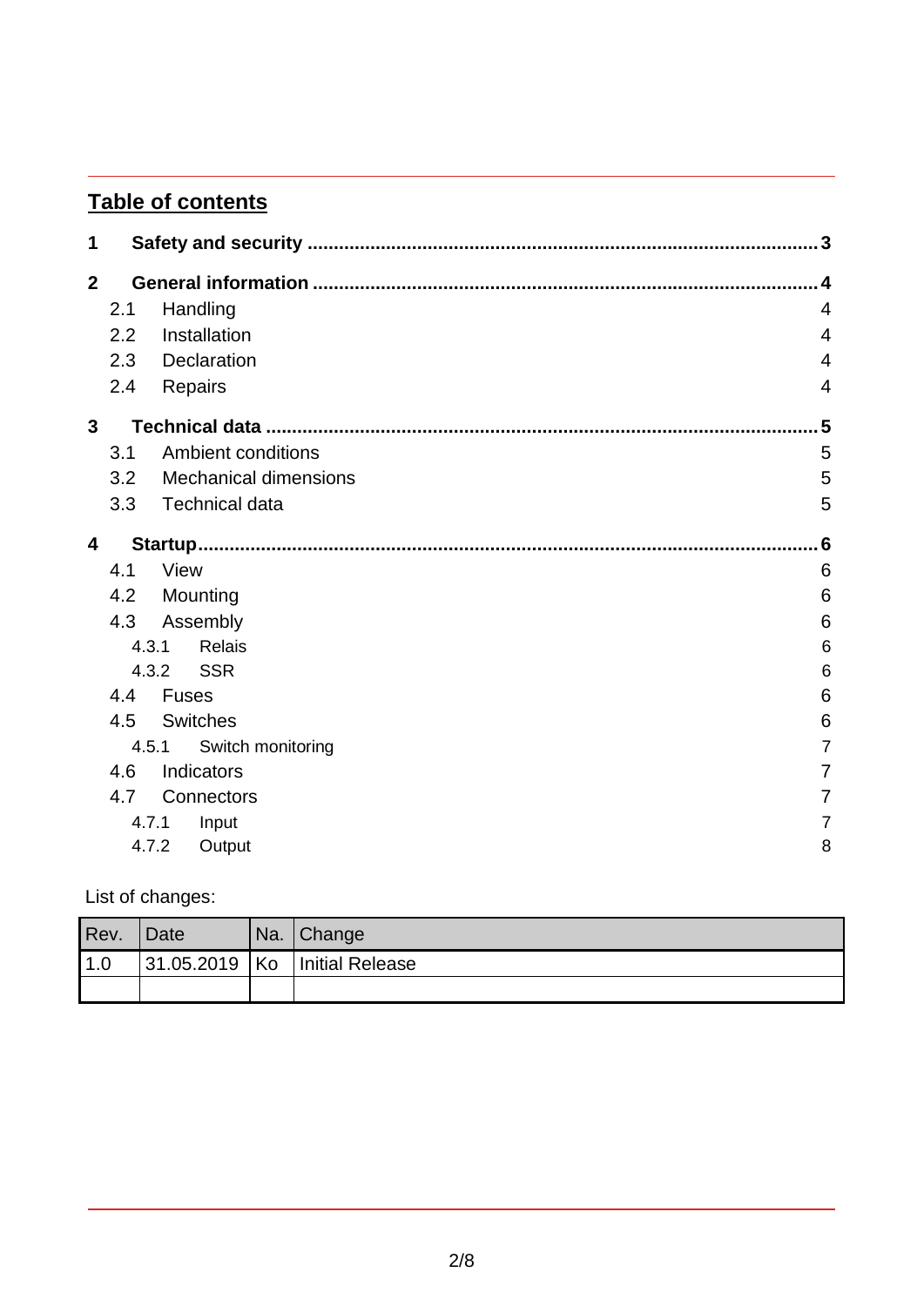## Table of contents

**1 Safety and security ... 3**

**2 General information ... 4**

- 2.1 Handling 4
- 2.2 Installation 4
- 2.3 Declaration 4
- 2.4 Repairs 4

**3 Technical data ... 5**

- 3.1 Ambient conditions 5
- 3.2 Mechanical dimensions 5
- 3.3 Technical data 5

**4 Startup ... 6**

- 4.1 View 6
- 4.2 Mounting 6
- 4.3 Assembly 6
  - 4.3.1 Relais 6
  - 4.3.2 SSR 6
- 4.4 Fuses 6
- 4.5 Switches 6
  - 4.5.1 Switch monitoring 7
- 4.6 Indicators 7
- 4.7 Connectors 7
  - 4.7.1 Input 7
  - 4.7.2 Output 8

List of changes:

| Rev. | Date | Na. | Change |
|---|---|---|---|
| 1.0 | 31.05.2019 | Ko | Initial Release |
| | | | |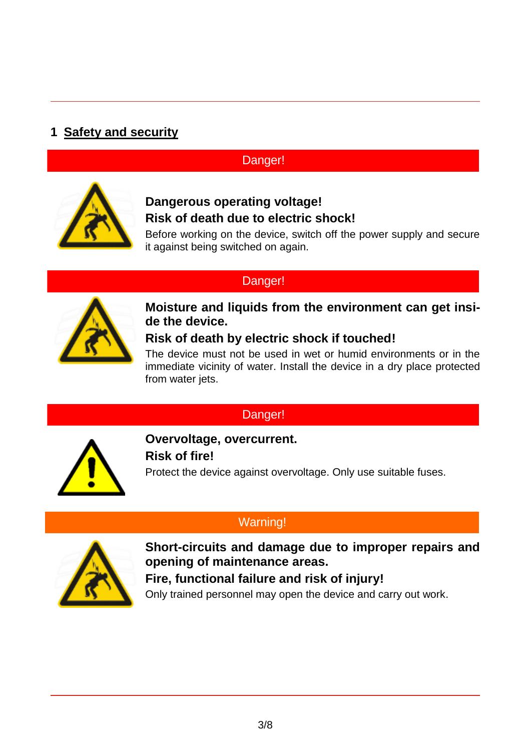# 1 Safety and security

**Danger!**

**Dangerous operating voltage!**
**Risk of death due to electric shock!**

Before working on the device, switch off the power supply and secure it against being switched on again.

**Danger!**

**Moisture and liquids from the environment can get inside the device.**

**Risk of death by electric shock if touched!**

The device must not be used in wet or humid environments or in the immediate vicinity of water. Install the device in a dry place protected from water jets.

**Danger!**

**Overvoltage, overcurrent.**

**Risk of fire!**

Protect the device against overvoltage. Only use suitable fuses.

**Warning!**

**Short-circuits and damage due to improper repairs and opening of maintenance areas.**

**Fire, functional failure and risk of injury!**

Only trained personnel may open the device and carry out work.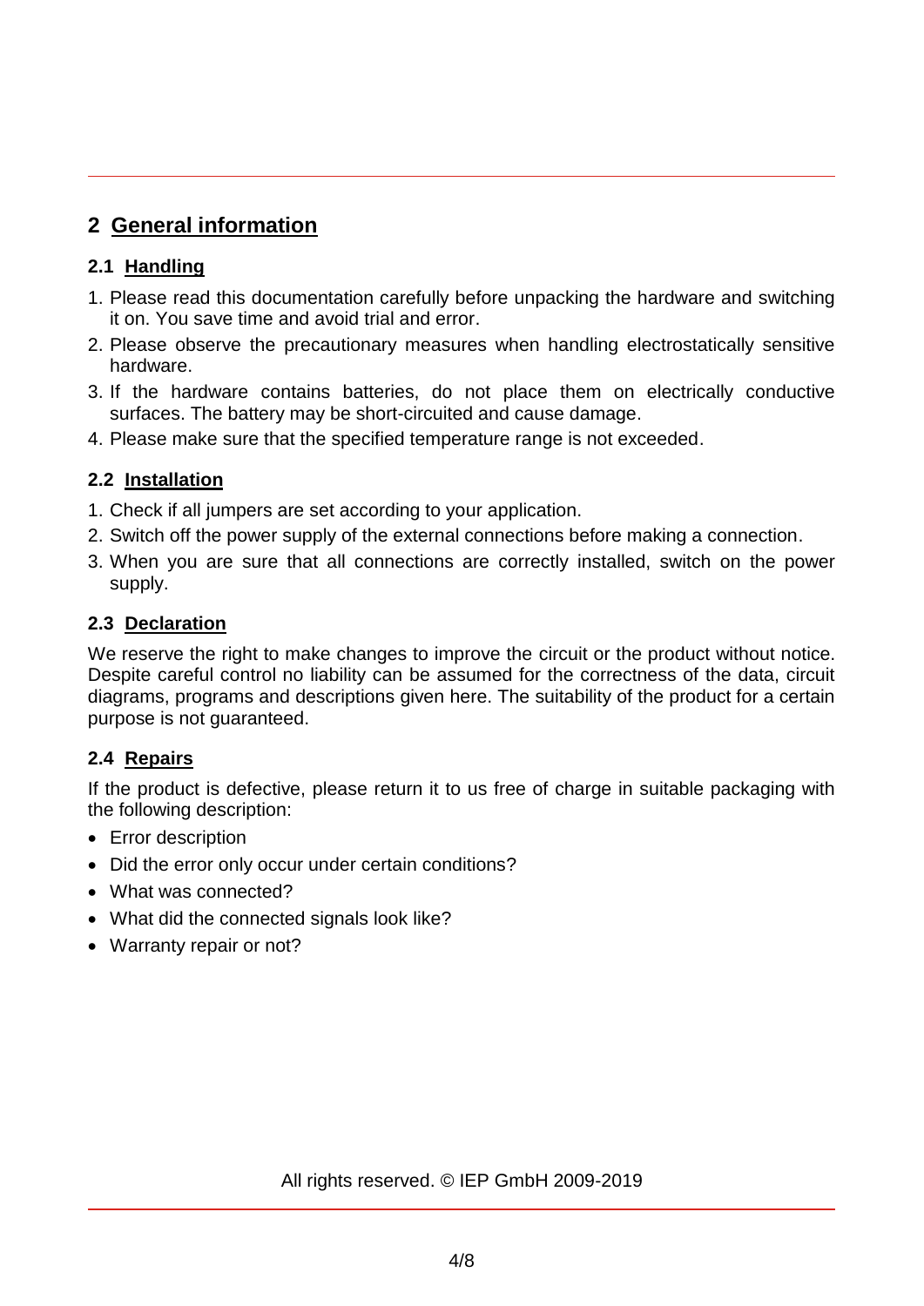# 2 General information

## 2.1 Handling

1. Please read this documentation carefully before unpacking the hardware and switching it on. You save time and avoid trial and error.
2. Please observe the precautionary measures when handling electrostatically sensitive hardware.
3. If the hardware contains batteries, do not place them on electrically conductive surfaces. The battery may be short-circuited and cause damage.
4. Please make sure that the specified temperature range is not exceeded.

## 2.2 Installation

1. Check if all jumpers are set according to your application.
2. Switch off the power supply of the external connections before making a connection.
3. When you are sure that all connections are correctly installed, switch on the power supply.

## 2.3 Declaration

We reserve the right to make changes to improve the circuit or the product without notice. Despite careful control no liability can be assumed for the correctness of the data, circuit diagrams, programs and descriptions given here. The suitability of the product for a certain purpose is not guaranteed.

## 2.4 Repairs

If the product is defective, please return it to us free of charge in suitable packaging with the following description:

- Error description
- Did the error only occur under certain conditions?
- What was connected?
- What did the connected signals look like?
- Warranty repair or not?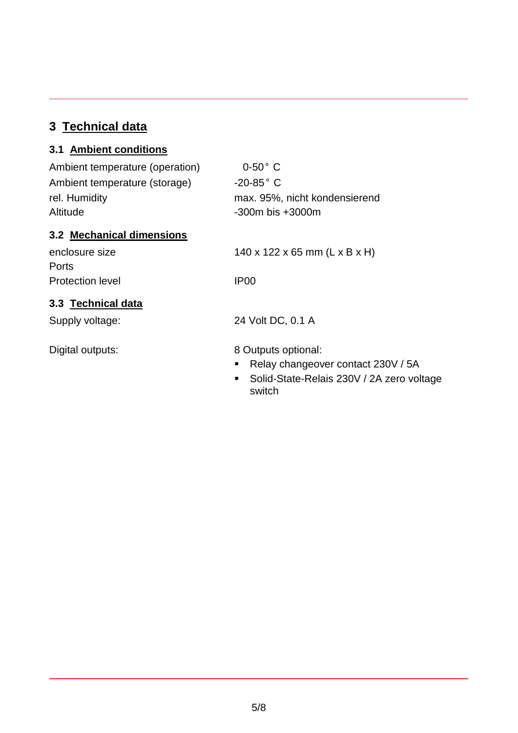# 3 Technical data

## 3.1 Ambient conditions

| | |
|---|---|
| Ambient temperature (operation) | 0-50° C |
| Ambient temperature (storage) | -20-85° C |
| rel. Humidity | max. 95%, nicht kondensierend |
| Altitude | -300m bis +3000m |

## 3.2 Mechanical dimensions

| | |
|---|---|
| enclosure size | 140 x 122 x 65 mm (L x B x H) |
| Ports | |
| Protection level | IP00 |

## 3.3 Technical data

Supply voltage: 24 Volt DC, 0.1 A

Digital outputs: 8 Outputs optional:

- Relay changeover contact 230V / 5A
- Solid-State-Relais 230V / 2A zero voltage switch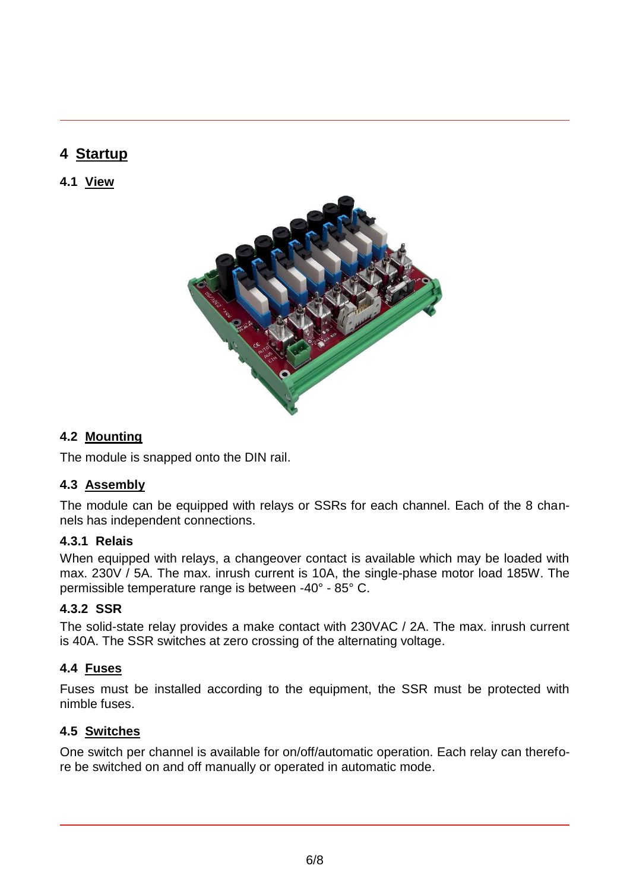# 4 Startup

## 4.1 View

## 4.2 Mounting

The module is snapped onto the DIN rail.

## 4.3 Assembly

The module can be equipped with relays or SSRs for each channel. Each of the 8 channels has independent connections.

### 4.3.1 Relais

When equipped with relays, a changeover contact is available which may be loaded with max. 230V / 5A. The max. inrush current is 10A, the single-phase motor load 185W. The permissible temperature range is between -40° - 85° C.

### 4.3.2 SSR

The solid-state relay provides a make contact with 230VAC / 2A. The max. inrush current is 40A. The SSR switches at zero crossing of the alternating voltage.

## 4.4 Fuses

Fuses must be installed according to the equipment, the SSR must be protected with nimble fuses.

## 4.5 Switches

One switch per channel is available for on/off/automatic operation. Each relay can therefore be switched on and off manually or operated in automatic mode.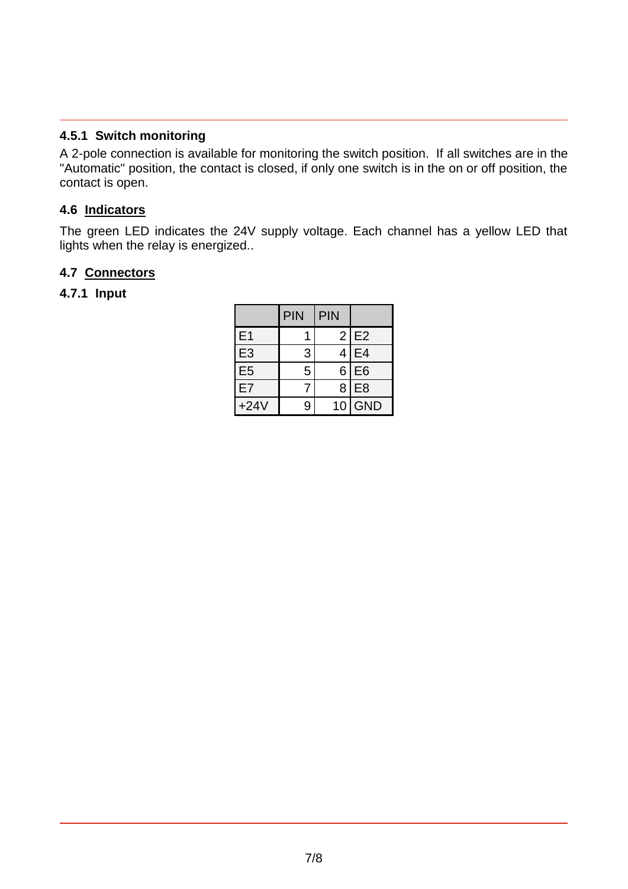#### 4.5.1 Switch monitoring

A 2-pole connection is available for monitoring the switch position. If all switches are in the "Automatic" position, the contact is closed, if only one switch is in the on or off position, the contact is open.

### 4.6 Indicators

The green LED indicates the 24V supply voltage. Each channel has a yellow LED that lights when the relay is energized..

### 4.7 Connectors

#### 4.7.1 Input

| | PIN | PIN | |
|---|---|---|---|
| E1 | 1 | 2 | E2 |
| E3 | 3 | 4 | E4 |
| E5 | 5 | 6 | E6 |
| E7 | 7 | 8 | E8 |
| +24V | 9 | 10 | GND |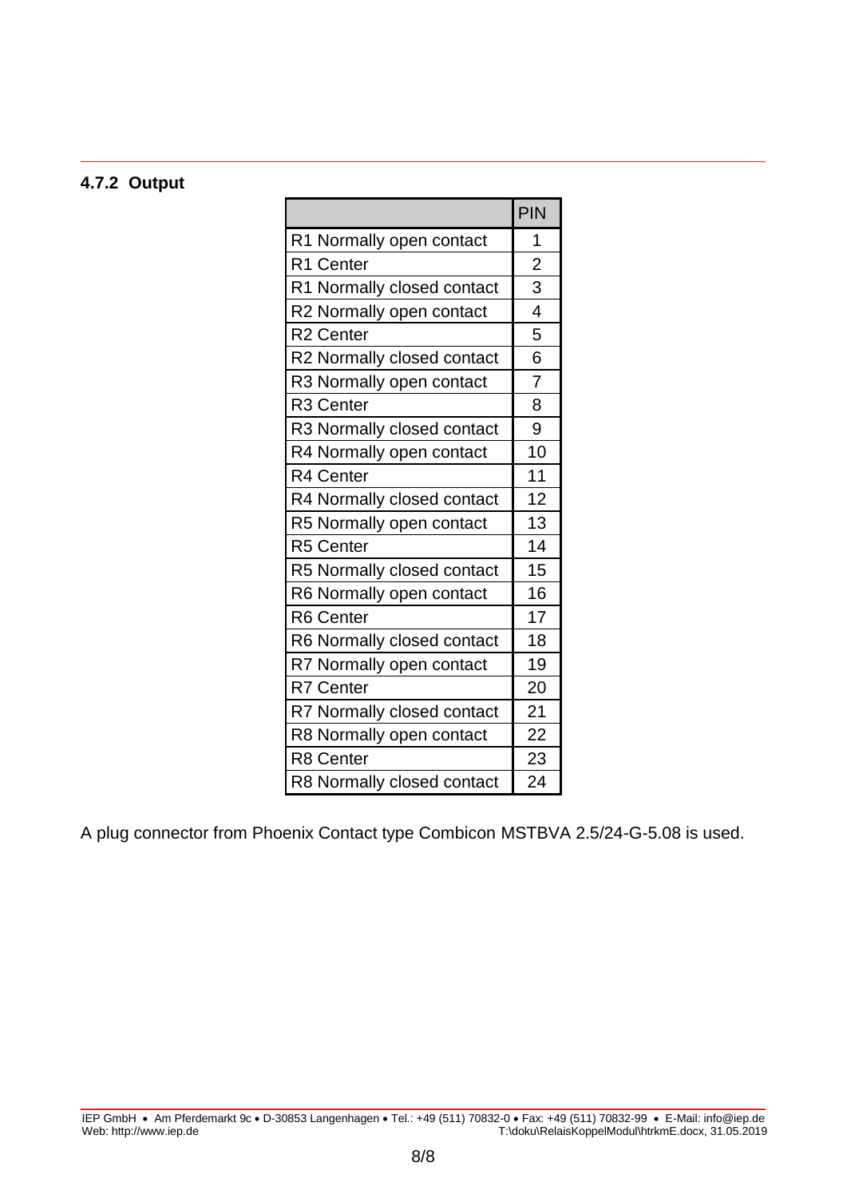### 4.7.2 Output

| | PIN |
|---|---|
| R1 Normally open contact | 1 |
| R1 Center | 2 |
| R1 Normally closed contact | 3 |
| R2 Normally open contact | 4 |
| R2 Center | 5 |
| R2 Normally closed contact | 6 |
| R3 Normally open contact | 7 |
| R3 Center | 8 |
| R3 Normally closed contact | 9 |
| R4 Normally open contact | 10 |
| R4 Center | 11 |
| R4 Normally closed contact | 12 |
| R5 Normally open contact | 13 |
| R5 Center | 14 |
| R5 Normally closed contact | 15 |
| R6 Normally open contact | 16 |
| R6 Center | 17 |
| R6 Normally closed contact | 18 |
| R7 Normally open contact | 19 |
| R7 Center | 20 |
| R7 Normally closed contact | 21 |
| R8 Normally open contact | 22 |
| R8 Center | 23 |
| R8 Normally closed contact | 24 |

A plug connector from Phoenix Contact type Combicon MSTBVA 2.5/24-G-5.08 is used.